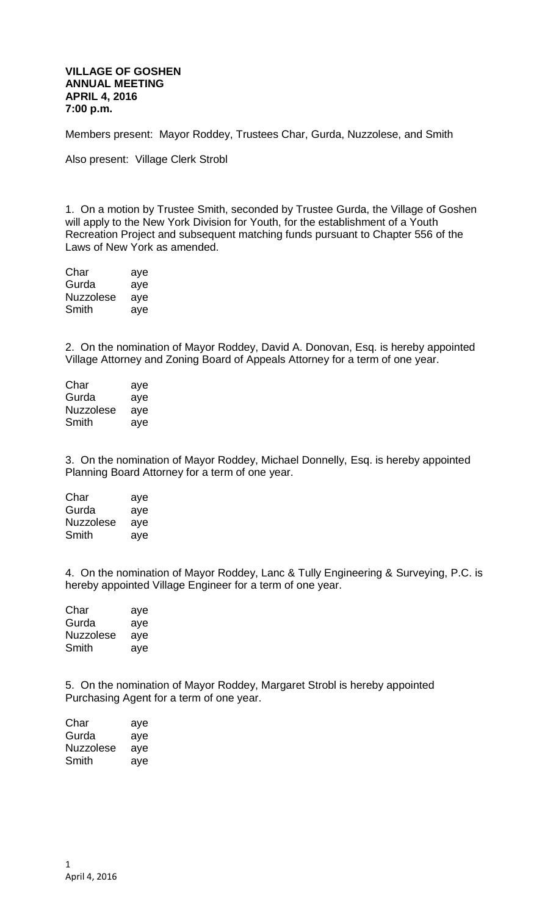**VILLAGE OF GOSHEN**
**ANNUAL MEETING**
**APRIL 4, 2016**
**7:00 p.m.**

Members present: Mayor Roddey, Trustees Char, Gurda, Nuzzolese, and Smith

Also present: Village Clerk Strobl

1. On a motion by Trustee Smith, seconded by Trustee Gurda, the Village of Goshen will apply to the New York Division for Youth, for the establishment of a Youth Recreation Project and subsequent matching funds pursuant to Chapter 556 of the Laws of New York as amended.

| | |
|---|---|
| Char | aye |
| Gurda | aye |
| Nuzzolese | aye |
| Smith | aye |

2. On the nomination of Mayor Roddey, David A. Donovan, Esq. is hereby appointed Village Attorney and Zoning Board of Appeals Attorney for a term of one year.

| | |
|---|---|
| Char | aye |
| Gurda | aye |
| Nuzzolese | aye |
| Smith | aye |

3. On the nomination of Mayor Roddey, Michael Donnelly, Esq. is hereby appointed Planning Board Attorney for a term of one year.

| | |
|---|---|
| Char | aye |
| Gurda | aye |
| Nuzzolese | aye |
| Smith | aye |

4. On the nomination of Mayor Roddey, Lanc & Tully Engineering & Surveying, P.C. is hereby appointed Village Engineer for a term of one year.

| | |
|---|---|
| Char | aye |
| Gurda | aye |
| Nuzzolese | aye |
| Smith | aye |

5. On the nomination of Mayor Roddey, Margaret Strobl is hereby appointed Purchasing Agent for a term of one year.

| | |
|---|---|
| Char | aye |
| Gurda | aye |
| Nuzzolese | aye |
| Smith | aye |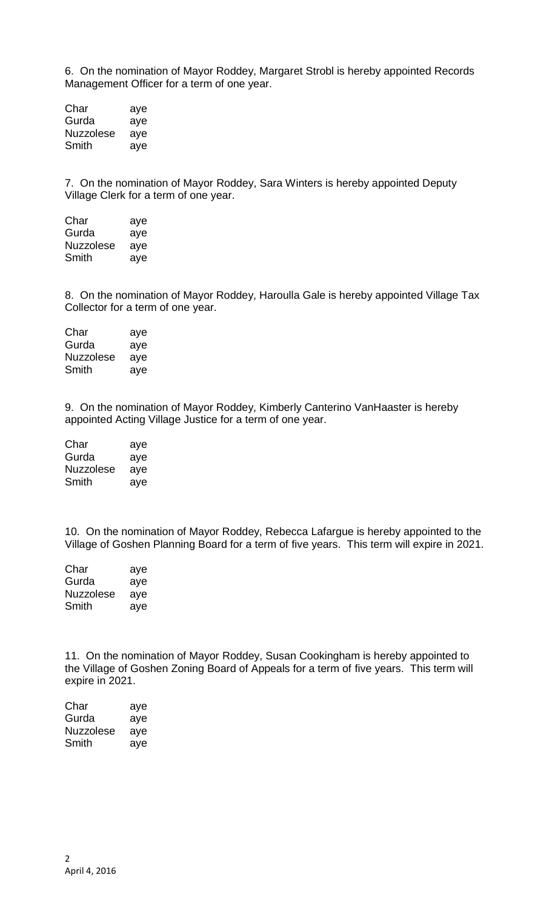6. On the nomination of Mayor Roddey, Margaret Strobl is hereby appointed Records Management Officer for a term of one year.

| | |
|---|---|
| Char | aye |
| Gurda | aye |
| Nuzzolese | aye |
| Smith | aye |

7. On the nomination of Mayor Roddey, Sara Winters is hereby appointed Deputy Village Clerk for a term of one year.

| | |
|---|---|
| Char | aye |
| Gurda | aye |
| Nuzzolese | aye |
| Smith | aye |

8. On the nomination of Mayor Roddey, Haroulla Gale is hereby appointed Village Tax Collector for a term of one year.

| | |
|---|---|
| Char | aye |
| Gurda | aye |
| Nuzzolese | aye |
| Smith | aye |

9. On the nomination of Mayor Roddey, Kimberly Canterino VanHaaster is hereby appointed Acting Village Justice for a term of one year.

| | |
|---|---|
| Char | aye |
| Gurda | aye |
| Nuzzolese | aye |
| Smith | aye |

10. On the nomination of Mayor Roddey, Rebecca Lafargue is hereby appointed to the Village of Goshen Planning Board for a term of five years. This term will expire in 2021.

| | |
|---|---|
| Char | aye |
| Gurda | aye |
| Nuzzolese | aye |
| Smith | aye |

11. On the nomination of Mayor Roddey, Susan Cookingham is hereby appointed to the Village of Goshen Zoning Board of Appeals for a term of five years. This term will expire in 2021.

| | |
|---|---|
| Char | aye |
| Gurda | aye |
| Nuzzolese | aye |
| Smith | aye |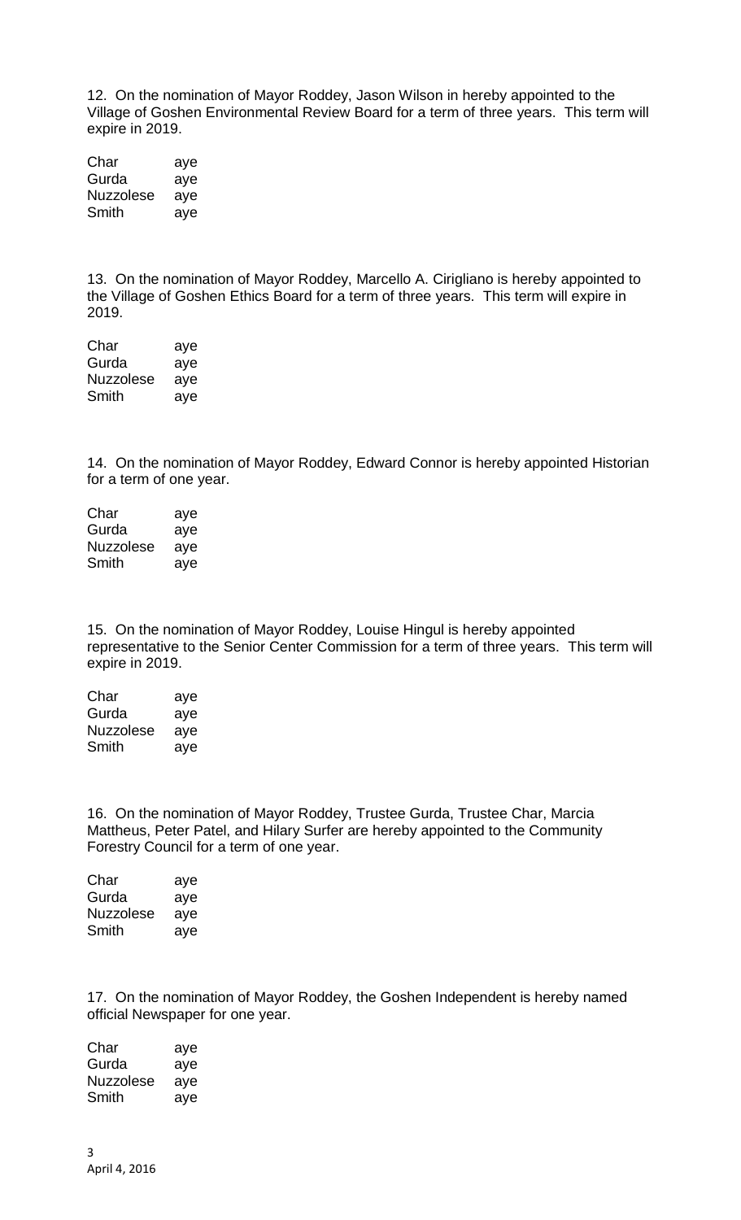12. On the nomination of Mayor Roddey, Jason Wilson in hereby appointed to the Village of Goshen Environmental Review Board for a term of three years. This term will expire in 2019.

| | |
|---|---|
| Char | aye |
| Gurda | aye |
| Nuzzolese | aye |
| Smith | aye |

13. On the nomination of Mayor Roddey, Marcello A. Cirigliano is hereby appointed to the Village of Goshen Ethics Board for a term of three years. This term will expire in 2019.

| | |
|---|---|
| Char | aye |
| Gurda | aye |
| Nuzzolese | aye |
| Smith | aye |

14. On the nomination of Mayor Roddey, Edward Connor is hereby appointed Historian for a term of one year.

| | |
|---|---|
| Char | aye |
| Gurda | aye |
| Nuzzolese | aye |
| Smith | aye |

15. On the nomination of Mayor Roddey, Louise Hingul is hereby appointed representative to the Senior Center Commission for a term of three years. This term will expire in 2019.

| | |
|---|---|
| Char | aye |
| Gurda | aye |
| Nuzzolese | aye |
| Smith | aye |

16. On the nomination of Mayor Roddey, Trustee Gurda, Trustee Char, Marcia Mattheus, Peter Patel, and Hilary Surfer are hereby appointed to the Community Forestry Council for a term of one year.

| | |
|---|---|
| Char | aye |
| Gurda | aye |
| Nuzzolese | aye |
| Smith | aye |

17. On the nomination of Mayor Roddey, the Goshen Independent is hereby named official Newspaper for one year.

| | |
|---|---|
| Char | aye |
| Gurda | aye |
| Nuzzolese | aye |
| Smith | aye |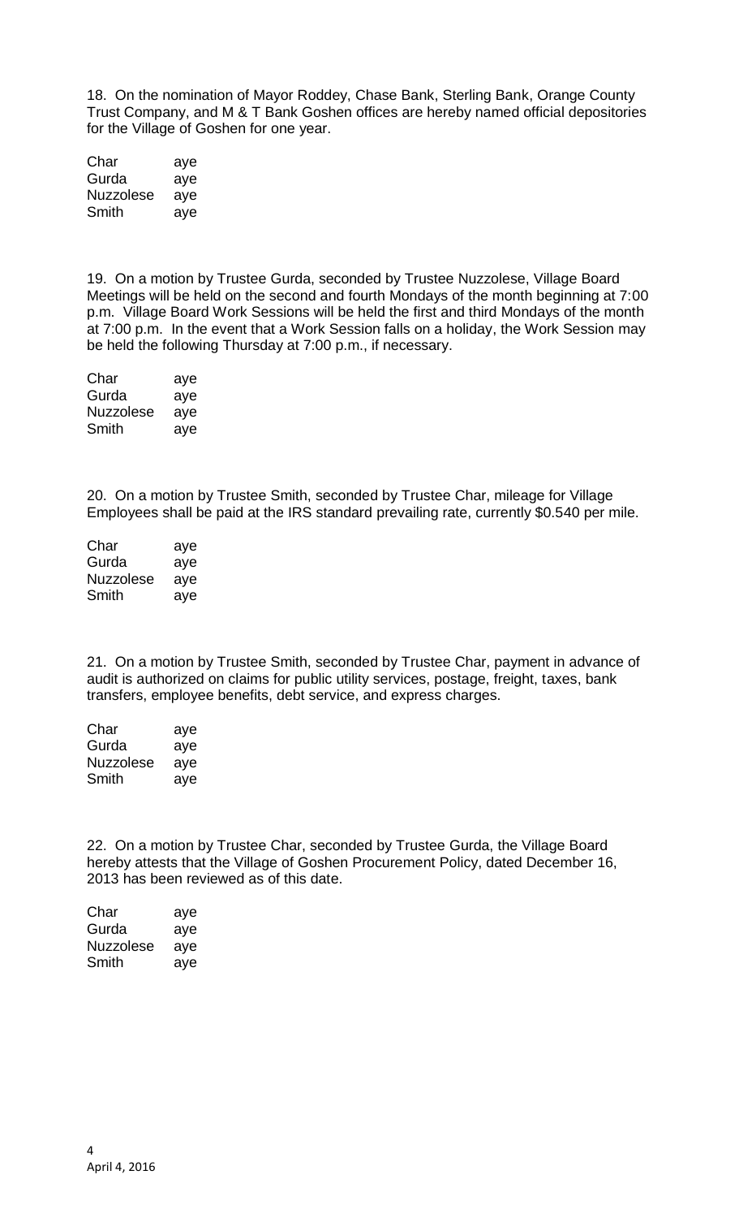18. On the nomination of Mayor Roddey, Chase Bank, Sterling Bank, Orange County Trust Company, and M & T Bank Goshen offices are hereby named official depositories for the Village of Goshen for one year.

| | |
|---|---|
| Char | aye |
| Gurda | aye |
| Nuzzolese | aye |
| Smith | aye |

19. On a motion by Trustee Gurda, seconded by Trustee Nuzzolese, Village Board Meetings will be held on the second and fourth Mondays of the month beginning at 7:00 p.m. Village Board Work Sessions will be held the first and third Mondays of the month at 7:00 p.m. In the event that a Work Session falls on a holiday, the Work Session may be held the following Thursday at 7:00 p.m., if necessary.

| | |
|---|---|
| Char | aye |
| Gurda | aye |
| Nuzzolese | aye |
| Smith | aye |

20. On a motion by Trustee Smith, seconded by Trustee Char, mileage for Village Employees shall be paid at the IRS standard prevailing rate, currently $0.540 per mile.

| | |
|---|---|
| Char | aye |
| Gurda | aye |
| Nuzzolese | aye |
| Smith | aye |

21. On a motion by Trustee Smith, seconded by Trustee Char, payment in advance of audit is authorized on claims for public utility services, postage, freight, taxes, bank transfers, employee benefits, debt service, and express charges.

| | |
|---|---|
| Char | aye |
| Gurda | aye |
| Nuzzolese | aye |
| Smith | aye |

22. On a motion by Trustee Char, seconded by Trustee Gurda, the Village Board hereby attests that the Village of Goshen Procurement Policy, dated December 16, 2013 has been reviewed as of this date.

| | |
|---|---|
| Char | aye |
| Gurda | aye |
| Nuzzolese | aye |
| Smith | aye |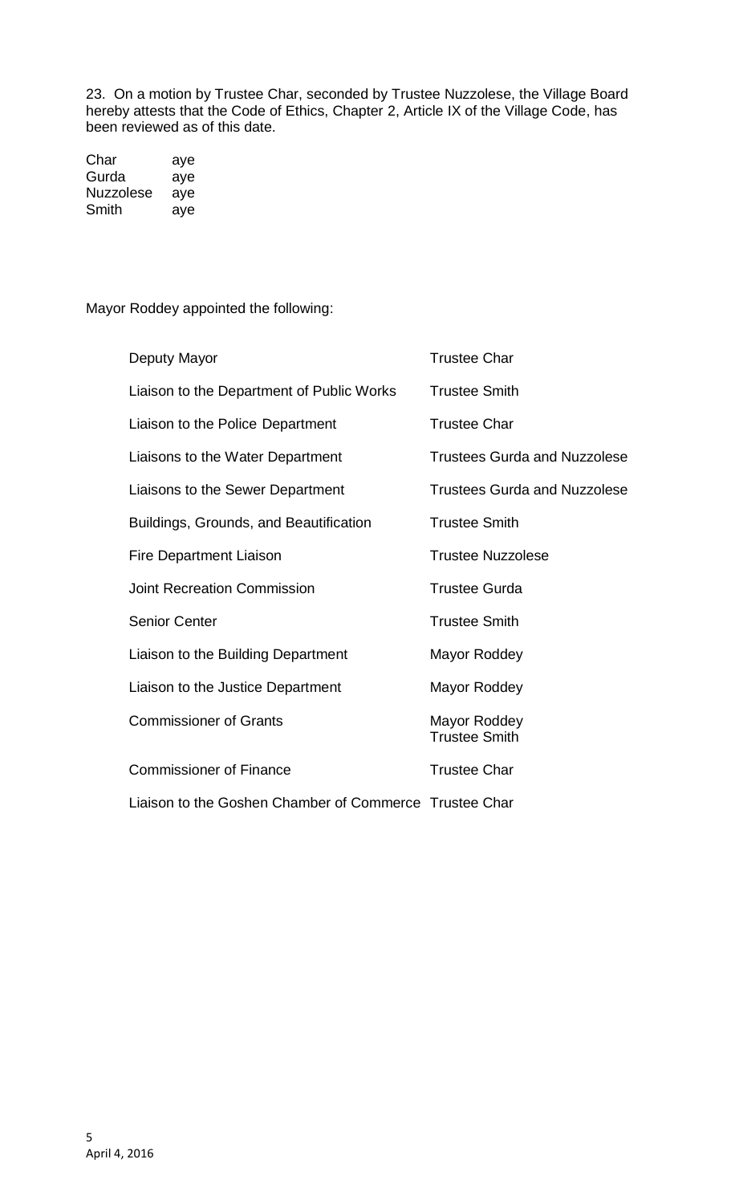23. On a motion by Trustee Char, seconded by Trustee Nuzzolese, the Village Board hereby attests that the Code of Ethics, Chapter 2, Article IX of the Village Code, has been reviewed as of this date.

| | |
|---|---|
| Char | aye |
| Gurda | aye |
| Nuzzolese | aye |
| Smith | aye |

Mayor Roddey appointed the following:

| | |
|---|---|
| Deputy Mayor | Trustee Char |
| Liaison to the Department of Public Works | Trustee Smith |
| Liaison to the Police Department | Trustee Char |
| Liaisons to the Water Department | Trustees Gurda and Nuzzolese |
| Liaisons to the Sewer Department | Trustees Gurda and Nuzzolese |
| Buildings, Grounds, and Beautification | Trustee Smith |
| Fire Department Liaison | Trustee Nuzzolese |
| Joint Recreation Commission | Trustee Gurda |
| Senior Center | Trustee Smith |
| Liaison to the Building Department | Mayor Roddey |
| Liaison to the Justice Department | Mayor Roddey |
| Commissioner of Grants | Mayor Roddey<br>Trustee Smith |
| Commissioner of Finance | Trustee Char |
| Liaison to the Goshen Chamber of Commerce | Trustee Char |